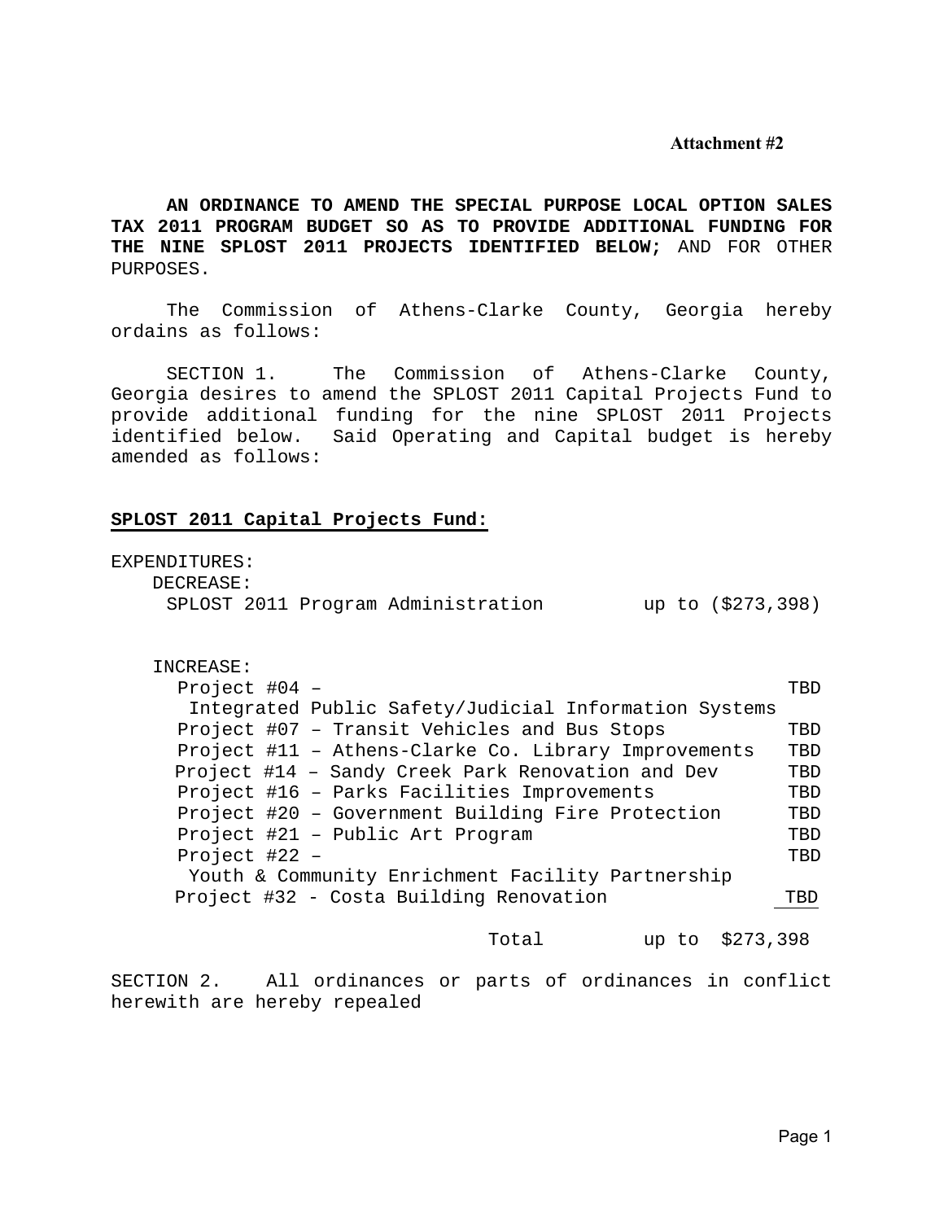**Attachment #2**

**AN ORDINANCE TO AMEND THE SPECIAL PURPOSE LOCAL OPTION SALES TAX 2011 PROGRAM BUDGET SO AS TO PROVIDE ADDITIONAL FUNDING FOR THE NINE SPLOST 2011 PROJECTS IDENTIFIED BELOW;** AND FOR OTHER PURPOSES.

The Commission of Athens-Clarke County, Georgia hereby ordains as follows:

SECTION 1. The Commission of Athens-Clarke County, Georgia desires to amend the SPLOST 2011 Capital Projects Fund to provide additional funding for the nine SPLOST 2011 Projects identified below. Said Operating and Capital budget is hereby amended as follows:

**SPLOST 2011 Capital Projects Fund:**

EXPENDITURES:

DECREASE:

| | |
|---|---|
| SPLOST 2011 Program Administration | up to ($273,398) |

INCREASE:

| | |
|---|---|
| Project #04 – Integrated Public Safety/Judicial Information Systems | TBD |
| Project #07 – Transit Vehicles and Bus Stops | TBD |
| Project #11 – Athens-Clarke Co. Library Improvements | TBD |
| Project #14 – Sandy Creek Park Renovation and Dev | TBD |
| Project #16 – Parks Facilities Improvements | TBD |
| Project #20 – Government Building Fire Protection | TBD |
| Project #21 – Public Art Program | TBD |
| Project #22 – Youth & Community Enrichment Facility Partnership | TBD |
| Project #32 - Costa Building Renovation | TBD |
| Total | up to $273,398 |

SECTION 2. All ordinances or parts of ordinances in conflict herewith are hereby repealed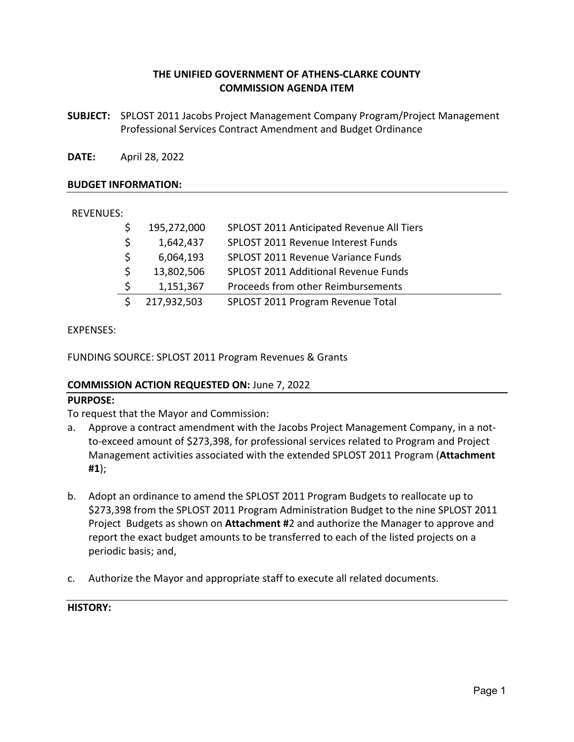**THE UNIFIED GOVERNMENT OF ATHENS-CLARKE COUNTY**
**COMMISSION AGENDA ITEM**

**SUBJECT:** SPLOST 2011 Jacobs Project Management Company Program/Project Management Professional Services Contract Amendment and Budget Ordinance

**DATE:** April 28, 2022

**BUDGET INFORMATION:**

REVENUES:

| | | |
|---|---|---|
| $ | 195,272,000 | SPLOST 2011 Anticipated Revenue All Tiers |
| $ | 1,642,437 | SPLOST 2011 Revenue Interest Funds |
| $ | 6,064,193 | SPLOST 2011 Revenue Variance Funds |
| $ | 13,802,506 | SPLOST 2011 Additional Revenue Funds |
| $ | 1,151,367 | Proceeds from other Reimbursements |
| $ | 217,932,503 | SPLOST 2011 Program Revenue Total |

EXPENSES:

FUNDING SOURCE: SPLOST 2011 Program Revenues & Grants

**COMMISSION ACTION REQUESTED ON:** June 7, 2022

**PURPOSE:**

To request that the Mayor and Commission:

a. Approve a contract amendment with the Jacobs Project Management Company, in a not-to-exceed amount of $273,398, for professional services related to Program and Project Management activities associated with the extended SPLOST 2011 Program (**Attachment #1**);

b. Adopt an ordinance to amend the SPLOST 2011 Program Budgets to reallocate up to $273,398 from the SPLOST 2011 Program Administration Budget to the nine SPLOST 2011 Project Budgets as shown on **Attachment #**2 and authorize the Manager to approve and report the exact budget amounts to be transferred to each of the listed projects on a periodic basis; and,

c. Authorize the Mayor and appropriate staff to execute all related documents.

**HISTORY:**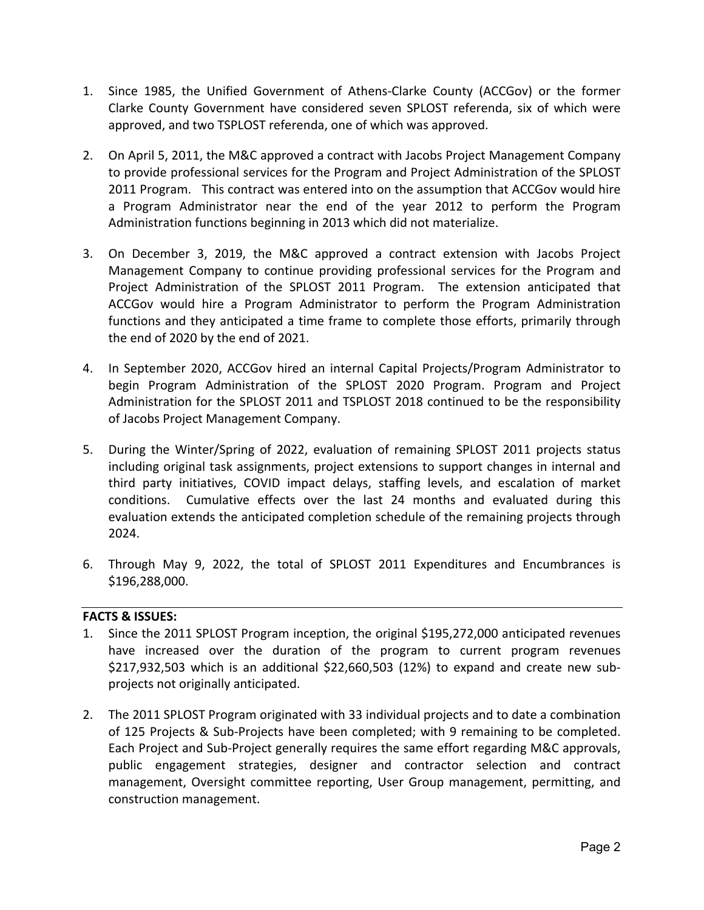1. Since 1985, the Unified Government of Athens-Clarke County (ACCGov) or the former Clarke County Government have considered seven SPLOST referenda, six of which were approved, and two TSPLOST referenda, one of which was approved.

2. On April 5, 2011, the M&C approved a contract with Jacobs Project Management Company to provide professional services for the Program and Project Administration of the SPLOST 2011 Program. This contract was entered into on the assumption that ACCGov would hire a Program Administrator near the end of the year 2012 to perform the Program Administration functions beginning in 2013 which did not materialize.

3. On December 3, 2019, the M&C approved a contract extension with Jacobs Project Management Company to continue providing professional services for the Program and Project Administration of the SPLOST 2011 Program. The extension anticipated that ACCGov would hire a Program Administrator to perform the Program Administration functions and they anticipated a time frame to complete those efforts, primarily through the end of 2020 by the end of 2021.

4. In September 2020, ACCGov hired an internal Capital Projects/Program Administrator to begin Program Administration of the SPLOST 2020 Program. Program and Project Administration for the SPLOST 2011 and TSPLOST 2018 continued to be the responsibility of Jacobs Project Management Company.

5. During the Winter/Spring of 2022, evaluation of remaining SPLOST 2011 projects status including original task assignments, project extensions to support changes in internal and third party initiatives, COVID impact delays, staffing levels, and escalation of market conditions. Cumulative effects over the last 24 months and evaluated during this evaluation extends the anticipated completion schedule of the remaining projects through 2024.

6. Through May 9, 2022, the total of SPLOST 2011 Expenditures and Encumbrances is $196,288,000.

**FACTS & ISSUES:**

1. Since the 2011 SPLOST Program inception, the original $195,272,000 anticipated revenues have increased over the duration of the program to current program revenues $217,932,503 which is an additional $22,660,503 (12%) to expand and create new sub-projects not originally anticipated.

2. The 2011 SPLOST Program originated with 33 individual projects and to date a combination of 125 Projects & Sub-Projects have been completed; with 9 remaining to be completed. Each Project and Sub-Project generally requires the same effort regarding M&C approvals, public engagement strategies, designer and contractor selection and contract management, Oversight committee reporting, User Group management, permitting, and construction management.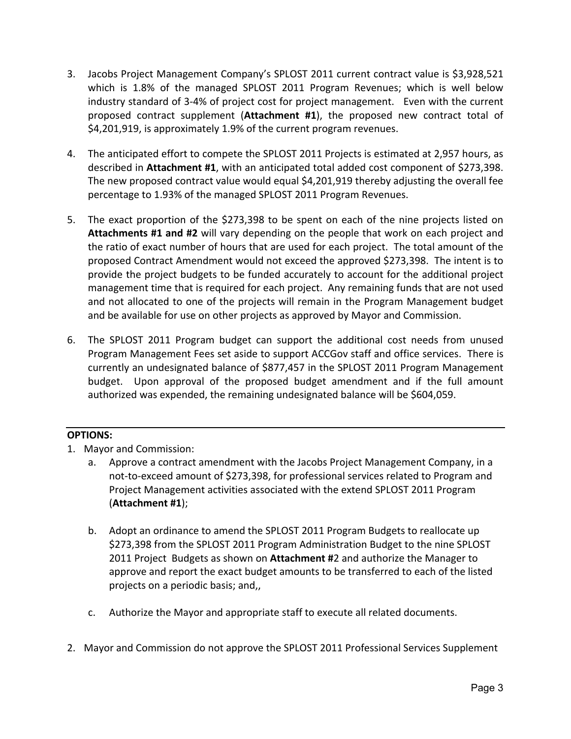3. Jacobs Project Management Company's SPLOST 2011 current contract value is $3,928,521 which is 1.8% of the managed SPLOST 2011 Program Revenues; which is well below industry standard of 3-4% of project cost for project management. Even with the current proposed contract supplement (**Attachment #1**), the proposed new contract total of $4,201,919, is approximately 1.9% of the current program revenues.

4. The anticipated effort to compete the SPLOST 2011 Projects is estimated at 2,957 hours, as described in **Attachment #1**, with an anticipated total added cost component of $273,398. The new proposed contract value would equal $4,201,919 thereby adjusting the overall fee percentage to 1.93% of the managed SPLOST 2011 Program Revenues.

5. The exact proportion of the $273,398 to be spent on each of the nine projects listed on **Attachments #1 and #2** will vary depending on the people that work on each project and the ratio of exact number of hours that are used for each project. The total amount of the proposed Contract Amendment would not exceed the approved $273,398. The intent is to provide the project budgets to be funded accurately to account for the additional project management time that is required for each project. Any remaining funds that are not used and not allocated to one of the projects will remain in the Program Management budget and be available for use on other projects as approved by Mayor and Commission.

6. The SPLOST 2011 Program budget can support the additional cost needs from unused Program Management Fees set aside to support ACCGov staff and office services. There is currently an undesignated balance of $877,457 in the SPLOST 2011 Program Management budget. Upon approval of the proposed budget amendment and if the full amount authorized was expended, the remaining undesignated balance will be $604,059.

**OPTIONS:**

1. Mayor and Commission:
   a. Approve a contract amendment with the Jacobs Project Management Company, in a not-to-exceed amount of $273,398, for professional services related to Program and Project Management activities associated with the extend SPLOST 2011 Program (**Attachment #1**);

   b. Adopt an ordinance to amend the SPLOST 2011 Program Budgets to reallocate up $273,398 from the SPLOST 2011 Program Administration Budget to the nine SPLOST 2011 Project Budgets as shown on **Attachment #**2 and authorize the Manager to approve and report the exact budget amounts to be transferred to each of the listed projects on a periodic basis; and,,

   c. Authorize the Mayor and appropriate staff to execute all related documents.

2. Mayor and Commission do not approve the SPLOST 2011 Professional Services Supplement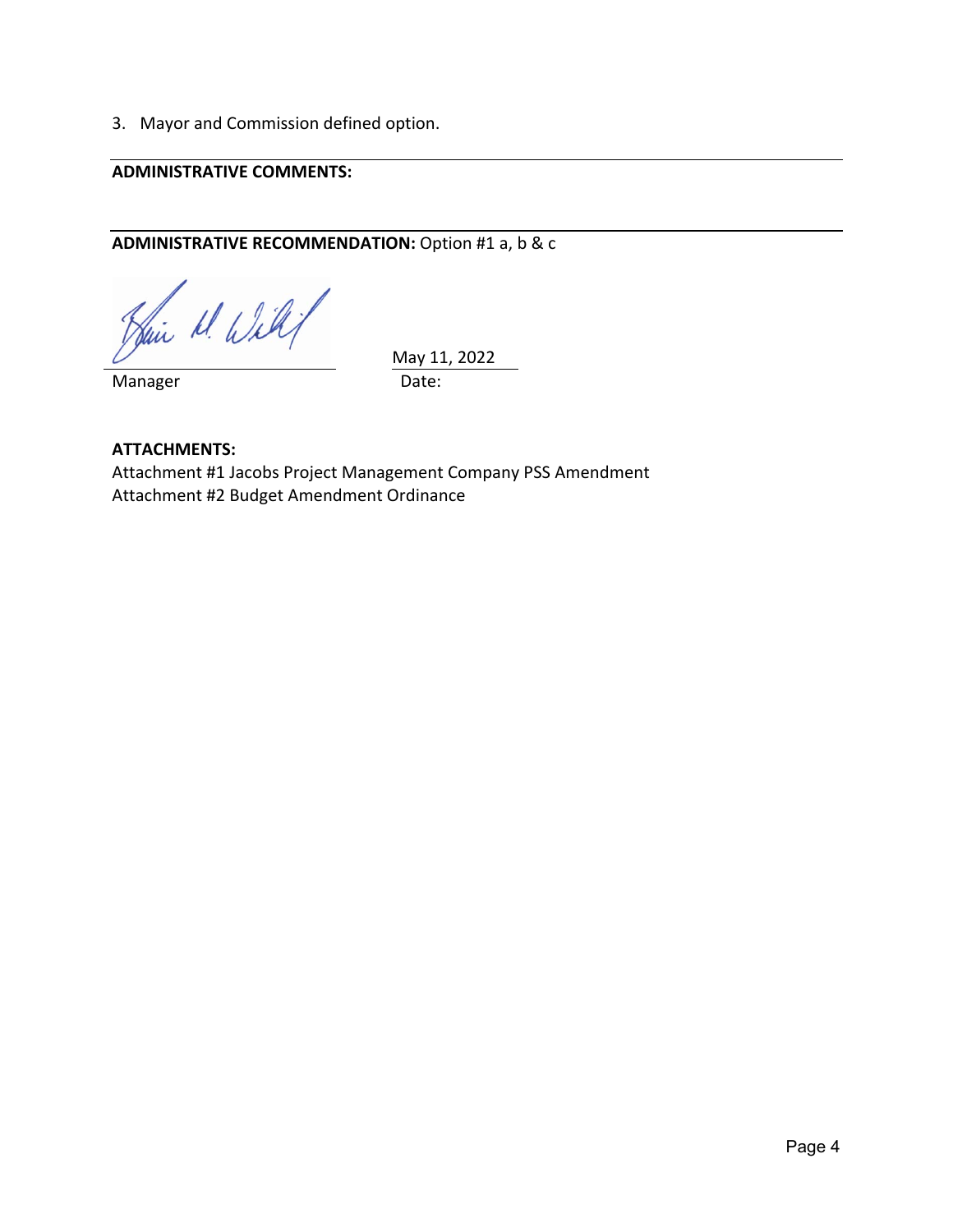3. Mayor and Commission defined option.

---

**ADMINISTRATIVE COMMENTS:**

---

**ADMINISTRATIVE RECOMMENDATION:** Option #1 a, b & c

Manager                                        May 11, 2022
                                                         Date:

**ATTACHMENTS:**
Attachment #1 Jacobs Project Management Company PSS Amendment
Attachment #2 Budget Amendment Ordinance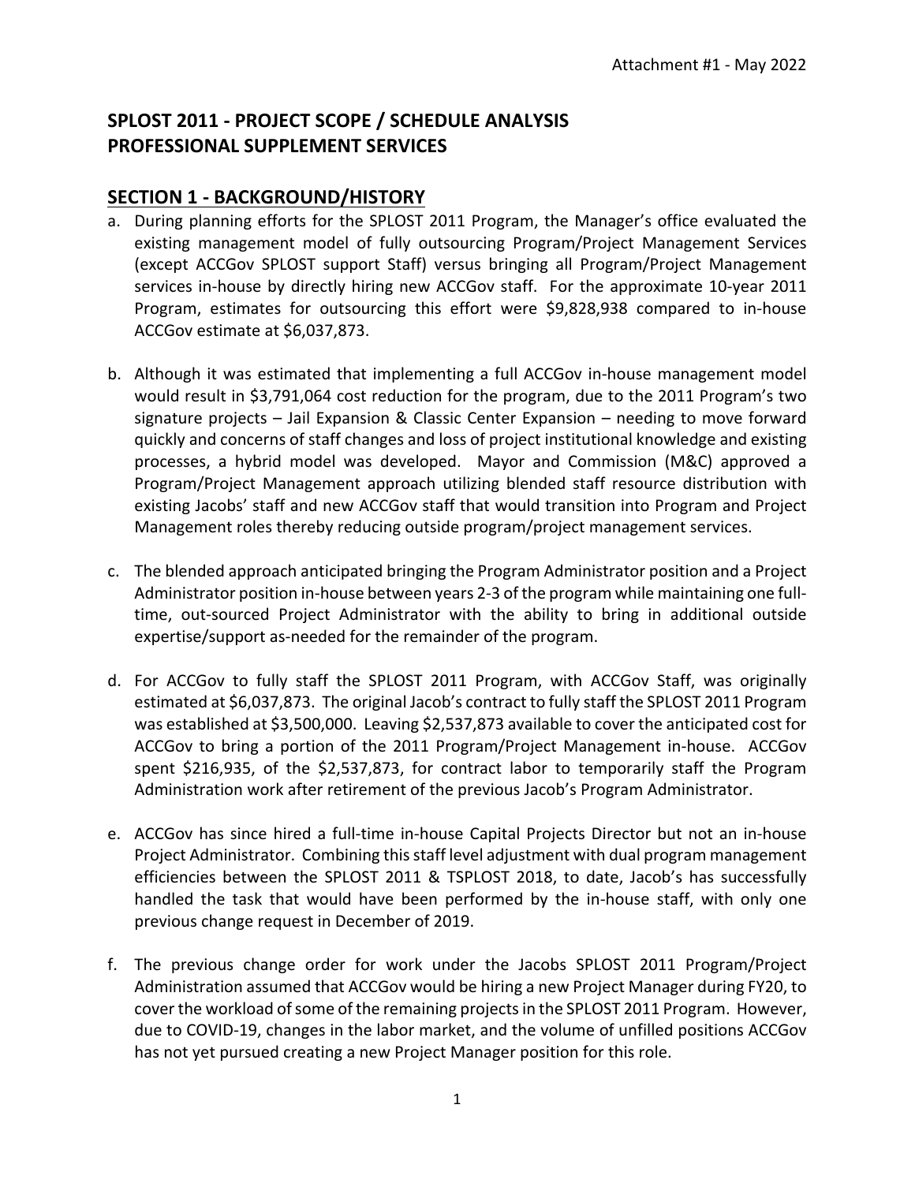Attachment #1 - May 2022

## SPLOST 2011 - PROJECT SCOPE / SCHEDULE ANALYSIS PROFESSIONAL SUPPLEMENT SERVICES

### SECTION 1 - BACKGROUND/HISTORY

a. During planning efforts for the SPLOST 2011 Program, the Manager's office evaluated the existing management model of fully outsourcing Program/Project Management Services (except ACCGov SPLOST support Staff) versus bringing all Program/Project Management services in-house by directly hiring new ACCGov staff. For the approximate 10-year 2011 Program, estimates for outsourcing this effort were $9,828,938 compared to in-house ACCGov estimate at $6,037,873.

b. Although it was estimated that implementing a full ACCGov in-house management model would result in $3,791,064 cost reduction for the program, due to the 2011 Program's two signature projects – Jail Expansion & Classic Center Expansion – needing to move forward quickly and concerns of staff changes and loss of project institutional knowledge and existing processes, a hybrid model was developed. Mayor and Commission (M&C) approved a Program/Project Management approach utilizing blended staff resource distribution with existing Jacobs' staff and new ACCGov staff that would transition into Program and Project Management roles thereby reducing outside program/project management services.

c. The blended approach anticipated bringing the Program Administrator position and a Project Administrator position in-house between years 2-3 of the program while maintaining one full-time, out-sourced Project Administrator with the ability to bring in additional outside expertise/support as-needed for the remainder of the program.

d. For ACCGov to fully staff the SPLOST 2011 Program, with ACCGov Staff, was originally estimated at $6,037,873. The original Jacob's contract to fully staff the SPLOST 2011 Program was established at $3,500,000. Leaving $2,537,873 available to cover the anticipated cost for ACCGov to bring a portion of the 2011 Program/Project Management in-house. ACCGov spent $216,935, of the $2,537,873, for contract labor to temporarily staff the Program Administration work after retirement of the previous Jacob's Program Administrator.

e. ACCGov has since hired a full-time in-house Capital Projects Director but not an in-house Project Administrator. Combining this staff level adjustment with dual program management efficiencies between the SPLOST 2011 & TSPLOST 2018, to date, Jacob's has successfully handled the task that would have been performed by the in-house staff, with only one previous change request in December of 2019.

f. The previous change order for work under the Jacobs SPLOST 2011 Program/Project Administration assumed that ACCGov would be hiring a new Project Manager during FY20, to cover the workload of some of the remaining projects in the SPLOST 2011 Program. However, due to COVID-19, changes in the labor market, and the volume of unfilled positions ACCGov has not yet pursued creating a new Project Manager position for this role.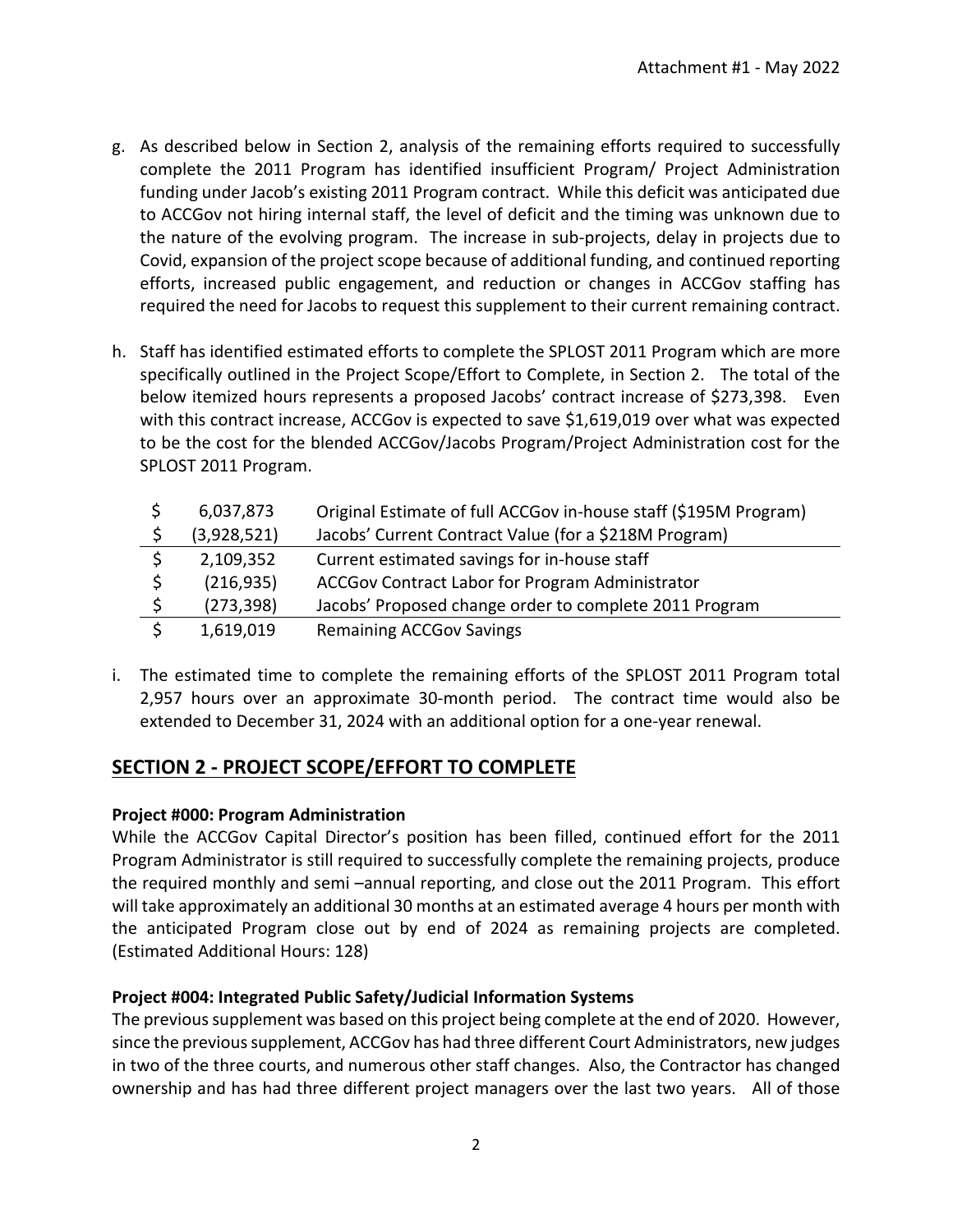g. As described below in Section 2, analysis of the remaining efforts required to successfully complete the 2011 Program has identified insufficient Program/ Project Administration funding under Jacob's existing 2011 Program contract. While this deficit was anticipated due to ACCGov not hiring internal staff, the level of deficit and the timing was unknown due to the nature of the evolving program. The increase in sub-projects, delay in projects due to Covid, expansion of the project scope because of additional funding, and continued reporting efforts, increased public engagement, and reduction or changes in ACCGov staffing has required the need for Jacobs to request this supplement to their current remaining contract.

h. Staff has identified estimated efforts to complete the SPLOST 2011 Program which are more specifically outlined in the Project Scope/Effort to Complete, in Section 2. The total of the below itemized hours represents a proposed Jacobs' contract increase of $273,398. Even with this contract increase, ACCGov is expected to save $1,619,019 over what was expected to be the cost for the blended ACCGov/Jacobs Program/Project Administration cost for the SPLOST 2011 Program.

| | Amount | Description |
|---|---|---|
| $ | 6,037,873 | Original Estimate of full ACCGov in-house staff ($195M Program) |
| $ | (3,928,521) | Jacobs' Current Contract Value (for a $218M Program) |
| $ | 2,109,352 | Current estimated savings for in-house staff |
| $ | (216,935) | ACCGov Contract Labor for Program Administrator |
| $ | (273,398) | Jacobs' Proposed change order to complete 2011 Program |
| $ | 1,619,019 | Remaining ACCGov Savings |

i. The estimated time to complete the remaining efforts of the SPLOST 2011 Program total 2,957 hours over an approximate 30-month period. The contract time would also be extended to December 31, 2024 with an additional option for a one-year renewal.

## SECTION 2 - PROJECT SCOPE/EFFORT TO COMPLETE

**Project #000: Program Administration**

While the ACCGov Capital Director's position has been filled, continued effort for the 2011 Program Administrator is still required to successfully complete the remaining projects, produce the required monthly and semi –annual reporting, and close out the 2011 Program. This effort will take approximately an additional 30 months at an estimated average 4 hours per month with the anticipated Program close out by end of 2024 as remaining projects are completed. (Estimated Additional Hours: 128)

**Project #004: Integrated Public Safety/Judicial Information Systems**

The previous supplement was based on this project being complete at the end of 2020. However, since the previous supplement, ACCGov has had three different Court Administrators, new judges in two of the three courts, and numerous other staff changes. Also, the Contractor has changed ownership and has had three different project managers over the last two years. All of those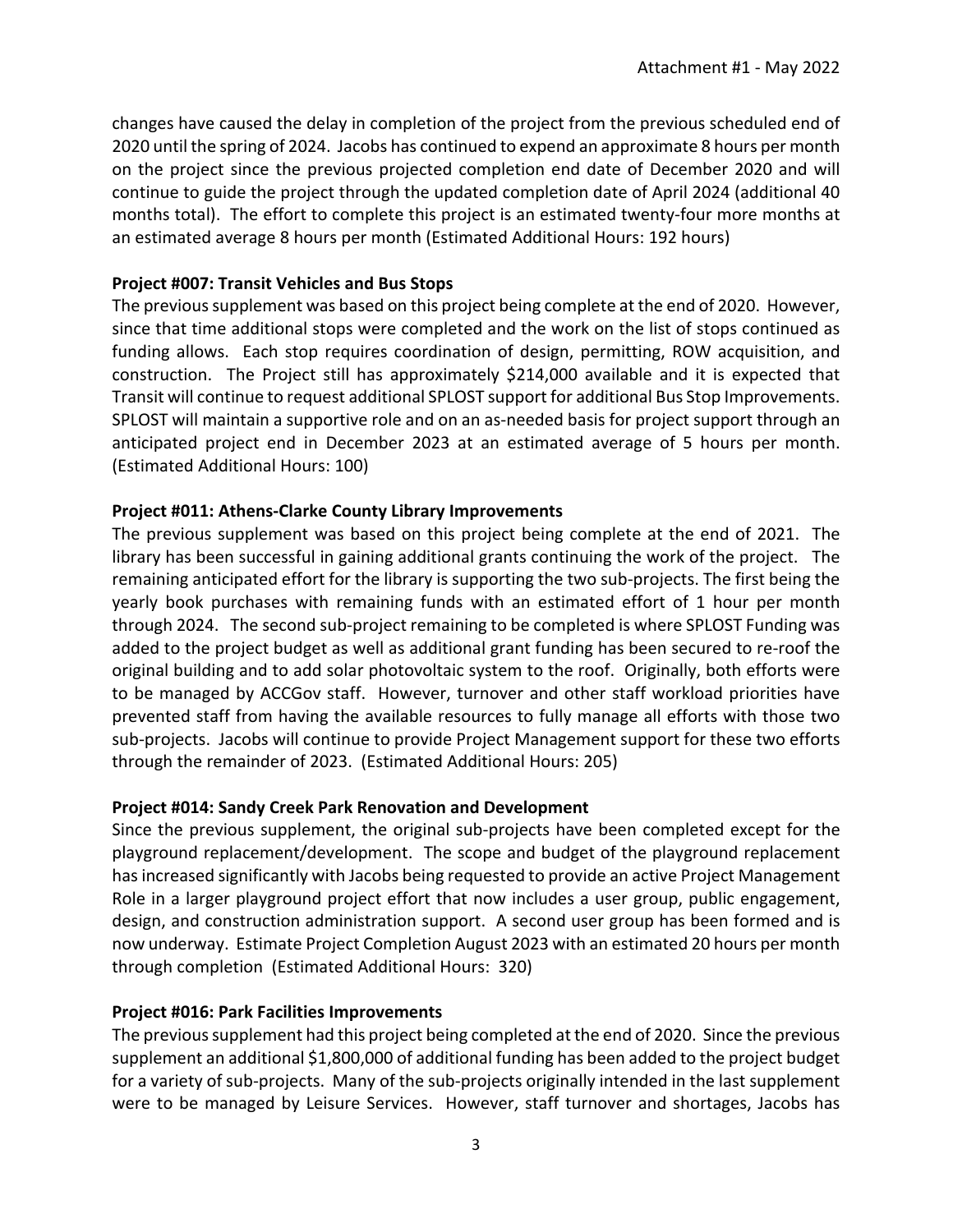changes have caused the delay in completion of the project from the previous scheduled end of 2020 until the spring of 2024. Jacobs has continued to expend an approximate 8 hours per month on the project since the previous projected completion end date of December 2020 and will continue to guide the project through the updated completion date of April 2024 (additional 40 months total). The effort to complete this project is an estimated twenty-four more months at an estimated average 8 hours per month (Estimated Additional Hours: 192 hours)

**Project #007: Transit Vehicles and Bus Stops**

The previous supplement was based on this project being complete at the end of 2020. However, since that time additional stops were completed and the work on the list of stops continued as funding allows. Each stop requires coordination of design, permitting, ROW acquisition, and construction. The Project still has approximately $214,000 available and it is expected that Transit will continue to request additional SPLOST support for additional Bus Stop Improvements. SPLOST will maintain a supportive role and on an as-needed basis for project support through an anticipated project end in December 2023 at an estimated average of 5 hours per month. (Estimated Additional Hours: 100)

**Project #011: Athens-Clarke County Library Improvements**

The previous supplement was based on this project being complete at the end of 2021. The library has been successful in gaining additional grants continuing the work of the project. The remaining anticipated effort for the library is supporting the two sub-projects. The first being the yearly book purchases with remaining funds with an estimated effort of 1 hour per month through 2024. The second sub-project remaining to be completed is where SPLOST Funding was added to the project budget as well as additional grant funding has been secured to re-roof the original building and to add solar photovoltaic system to the roof. Originally, both efforts were to be managed by ACCGov staff. However, turnover and other staff workload priorities have prevented staff from having the available resources to fully manage all efforts with those two sub-projects. Jacobs will continue to provide Project Management support for these two efforts through the remainder of 2023. (Estimated Additional Hours: 205)

**Project #014: Sandy Creek Park Renovation and Development**

Since the previous supplement, the original sub-projects have been completed except for the playground replacement/development. The scope and budget of the playground replacement has increased significantly with Jacobs being requested to provide an active Project Management Role in a larger playground project effort that now includes a user group, public engagement, design, and construction administration support. A second user group has been formed and is now underway. Estimate Project Completion August 2023 with an estimated 20 hours per month through completion (Estimated Additional Hours: 320)

**Project #016: Park Facilities Improvements**

The previous supplement had this project being completed at the end of 2020. Since the previous supplement an additional $1,800,000 of additional funding has been added to the project budget for a variety of sub-projects. Many of the sub-projects originally intended in the last supplement were to be managed by Leisure Services. However, staff turnover and shortages, Jacobs has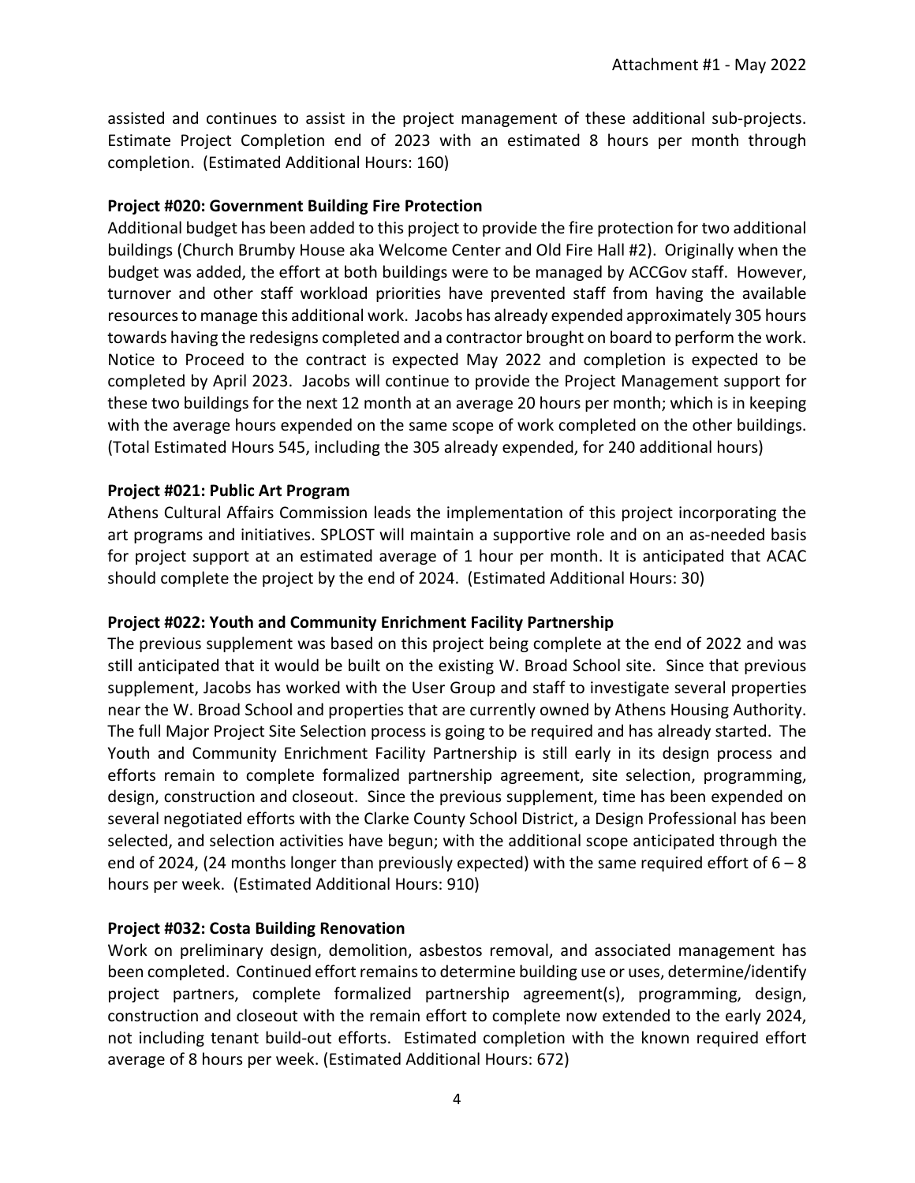assisted and continues to assist in the project management of these additional sub-projects. Estimate Project Completion end of 2023 with an estimated 8 hours per month through completion. (Estimated Additional Hours: 160)

**Project #020: Government Building Fire Protection**

Additional budget has been added to this project to provide the fire protection for two additional buildings (Church Brumby House aka Welcome Center and Old Fire Hall #2). Originally when the budget was added, the effort at both buildings were to be managed by ACCGov staff. However, turnover and other staff workload priorities have prevented staff from having the available resources to manage this additional work. Jacobs has already expended approximately 305 hours towards having the redesigns completed and a contractor brought on board to perform the work. Notice to Proceed to the contract is expected May 2022 and completion is expected to be completed by April 2023. Jacobs will continue to provide the Project Management support for these two buildings for the next 12 month at an average 20 hours per month; which is in keeping with the average hours expended on the same scope of work completed on the other buildings. (Total Estimated Hours 545, including the 305 already expended, for 240 additional hours)

**Project #021: Public Art Program**

Athens Cultural Affairs Commission leads the implementation of this project incorporating the art programs and initiatives. SPLOST will maintain a supportive role and on an as-needed basis for project support at an estimated average of 1 hour per month. It is anticipated that ACAC should complete the project by the end of 2024. (Estimated Additional Hours: 30)

**Project #022: Youth and Community Enrichment Facility Partnership**

The previous supplement was based on this project being complete at the end of 2022 and was still anticipated that it would be built on the existing W. Broad School site. Since that previous supplement, Jacobs has worked with the User Group and staff to investigate several properties near the W. Broad School and properties that are currently owned by Athens Housing Authority. The full Major Project Site Selection process is going to be required and has already started. The Youth and Community Enrichment Facility Partnership is still early in its design process and efforts remain to complete formalized partnership agreement, site selection, programming, design, construction and closeout. Since the previous supplement, time has been expended on several negotiated efforts with the Clarke County School District, a Design Professional has been selected, and selection activities have begun; with the additional scope anticipated through the end of 2024, (24 months longer than previously expected) with the same required effort of 6 – 8 hours per week. (Estimated Additional Hours: 910)

**Project #032: Costa Building Renovation**

Work on preliminary design, demolition, asbestos removal, and associated management has been completed. Continued effort remains to determine building use or uses, determine/identify project partners, complete formalized partnership agreement(s), programming, design, construction and closeout with the remain effort to complete now extended to the early 2024, not including tenant build-out efforts. Estimated completion with the known required effort average of 8 hours per week. (Estimated Additional Hours: 672)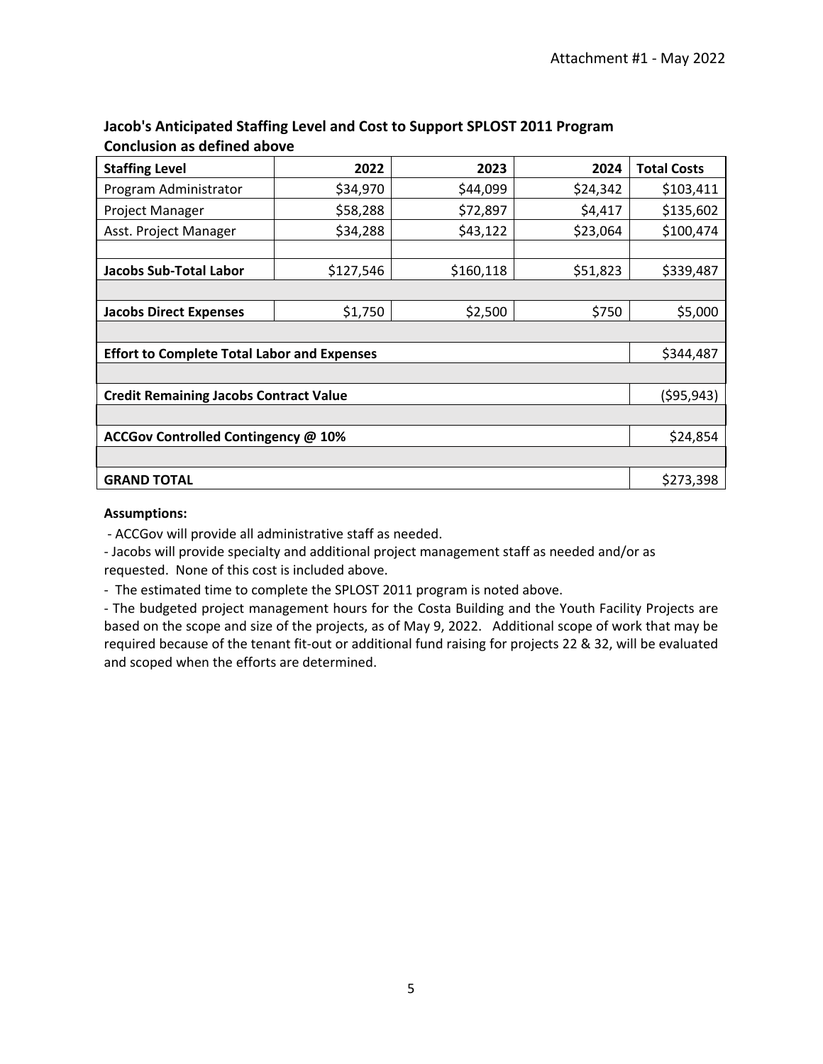Attachment #1 - May 2022

**Jacob's Anticipated Staffing Level and Cost to Support SPLOST 2011 Program Conclusion as defined above**

| Staffing Level | 2022 | 2023 | 2024 | Total Costs |
|---|---|---|---|---|
| Program Administrator | $34,970 | $44,099 | $24,342 | $103,411 |
| Project Manager | $58,288 | $72,897 | $4,417 | $135,602 |
| Asst. Project Manager | $34,288 | $43,122 | $23,064 | $100,474 |
| | | | | |
| **Jacobs Sub-Total Labor** | $127,546 | $160,118 | $51,823 | $339,487 |
| | | | | |
| **Jacobs Direct Expenses** | $1,750 | $2,500 | $750 | $5,000 |
| | | | | |
| **Effort to Complete Total Labor and Expenses** | | | | $344,487 |
| | | | | |
| **Credit Remaining Jacobs Contract Value** | | | | ($95,943) |
| | | | | |
| **ACCGov Controlled Contingency @ 10%** | | | | $24,854 |
| | | | | |
| **GRAND TOTAL** | | | | $273,398 |

**Assumptions:**

- ACCGov will provide all administrative staff as needed.
- Jacobs will provide specialty and additional project management staff as needed and/or as requested. None of this cost is included above.
- The estimated time to complete the SPLOST 2011 program is noted above.
- The budgeted project management hours for the Costa Building and the Youth Facility Projects are based on the scope and size of the projects, as of May 9, 2022. Additional scope of work that may be required because of the tenant fit-out or additional fund raising for projects 22 & 32, will be evaluated and scoped when the efforts are determined.